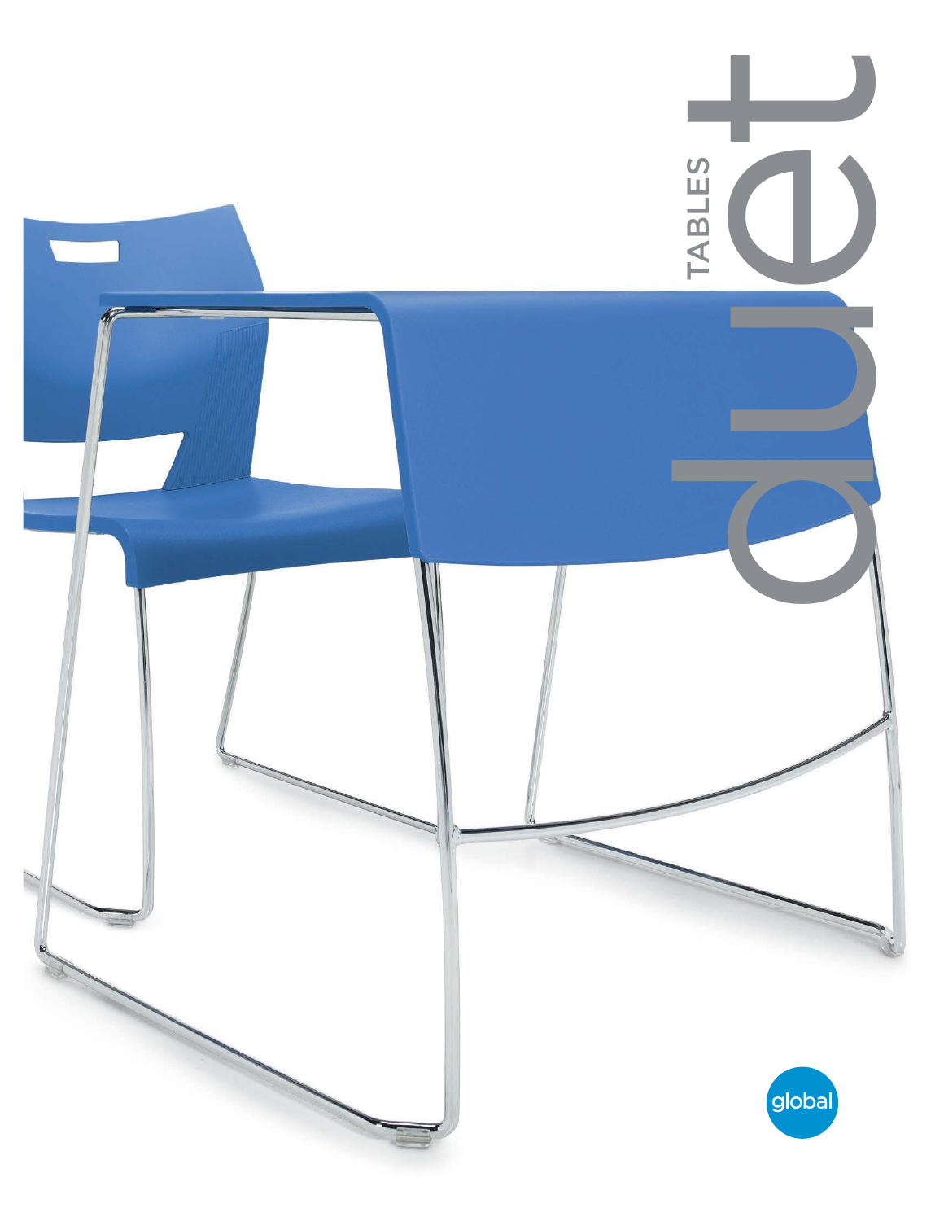# duet

## TABLES

global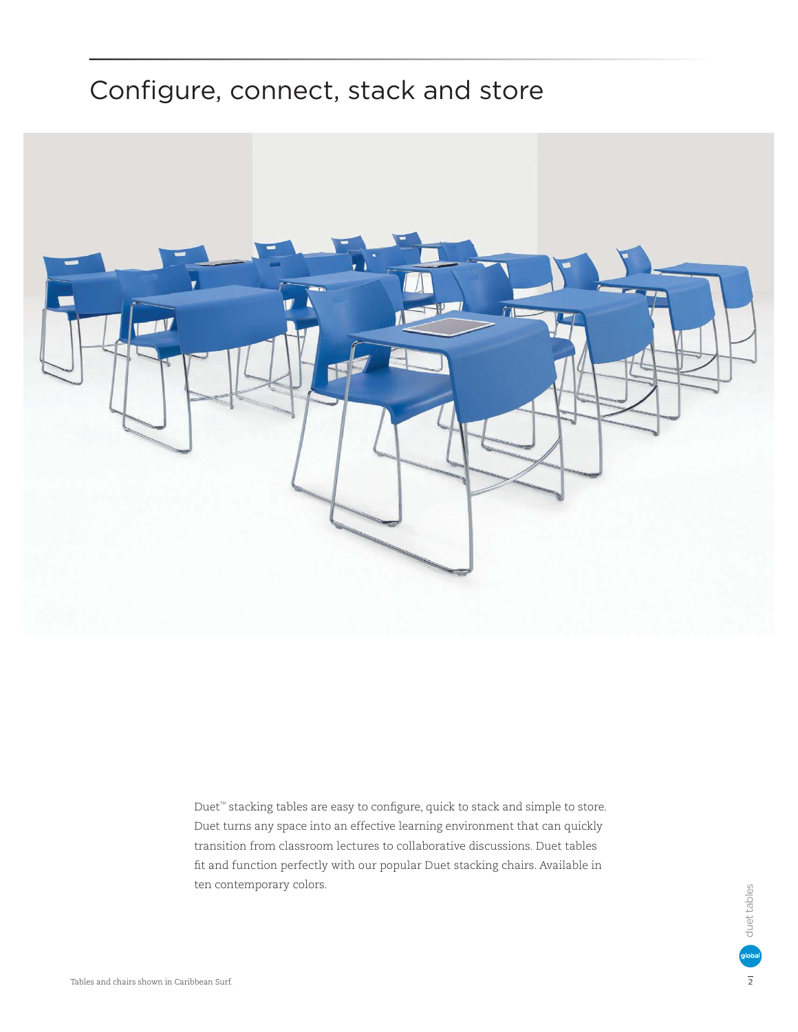# Configure, connect, stack and store

Duet™ stacking tables are easy to configure, quick to stack and simple to store. Duet turns any space into an effective learning environment that can quickly transition from classroom lectures to collaborative discussions. Duet tables fit and function perfectly with our popular Duet stacking chairs. Available in ten contemporary colors.

Tables and chairs shown in Caribbean Surf.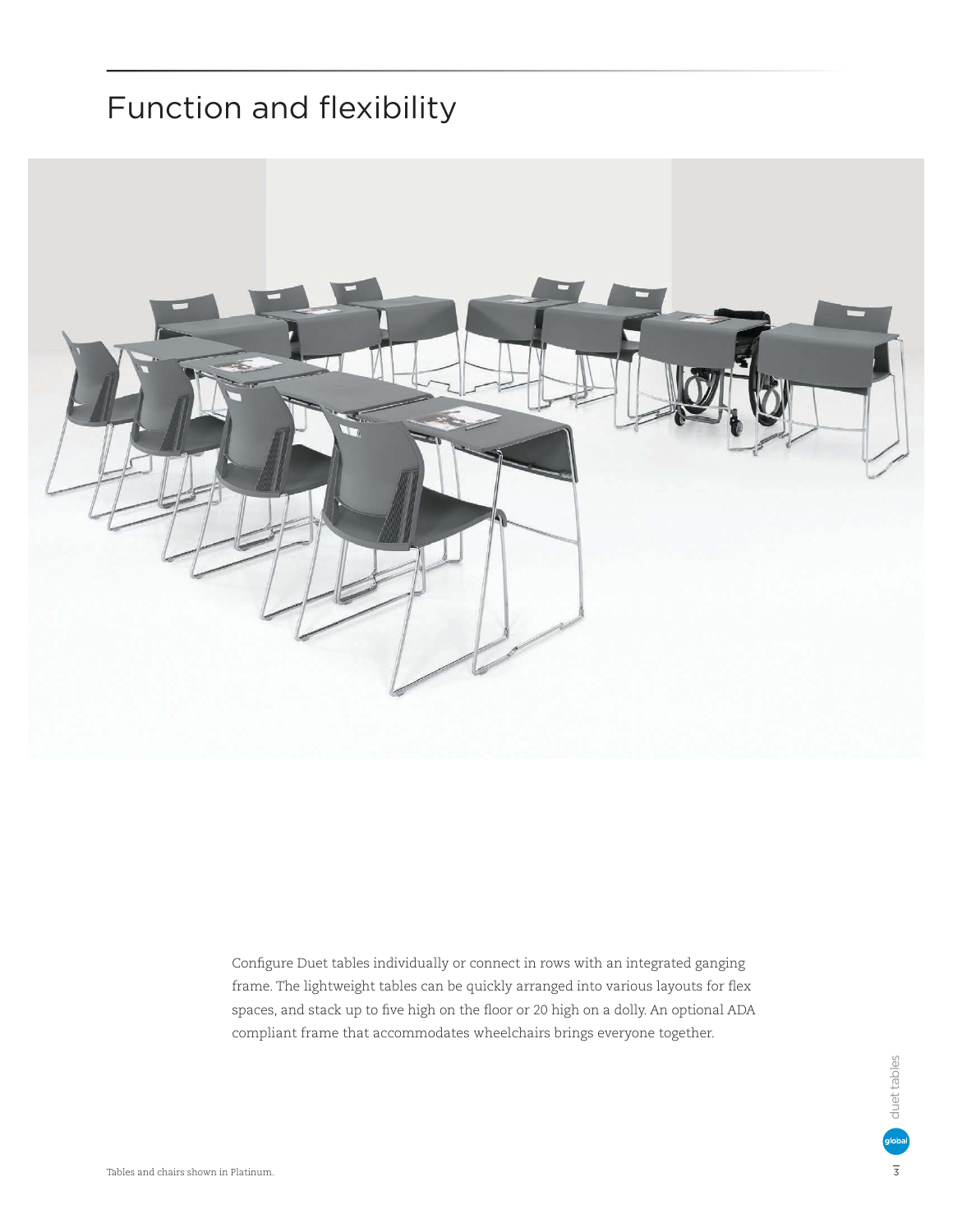# Function and flexibility

Configure Duet tables individually or connect in rows with an integrated ganging frame. The lightweight tables can be quickly arranged into various layouts for flex spaces, and stack up to five high on the floor or 20 high on a dolly. An optional ADA compliant frame that accommodates wheelchairs brings everyone together.

Tables and chairs shown in Platinum.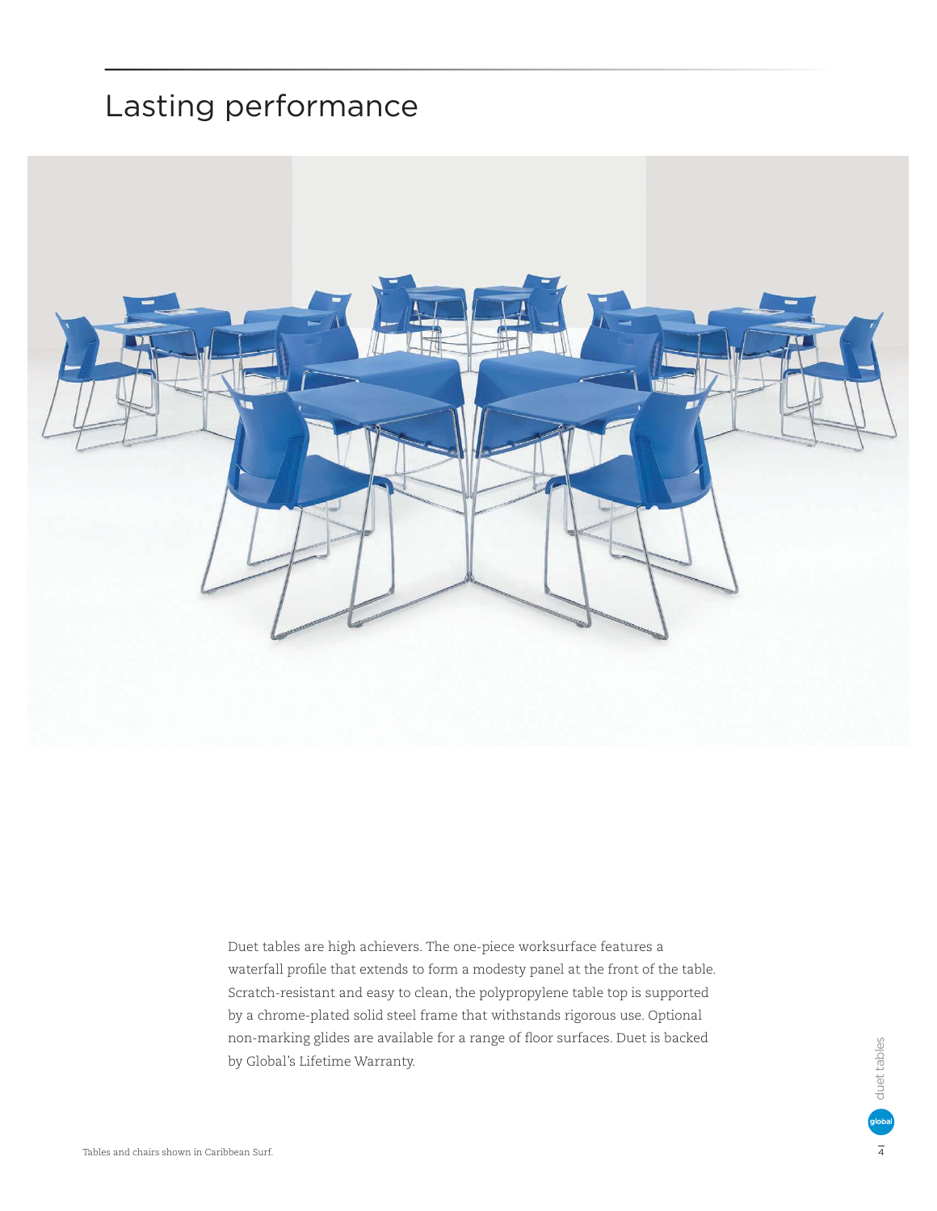# Lasting performance

Duet tables are high achievers. The one-piece worksurface features a waterfall profile that extends to form a modesty panel at the front of the table. Scratch-resistant and easy to clean, the polypropylene table top is supported by a chrome-plated solid steel frame that withstands rigorous use. Optional non-marking glides are available for a range of floor surfaces. Duet is backed by Global's Lifetime Warranty.

Tables and chairs shown in Caribbean Surf.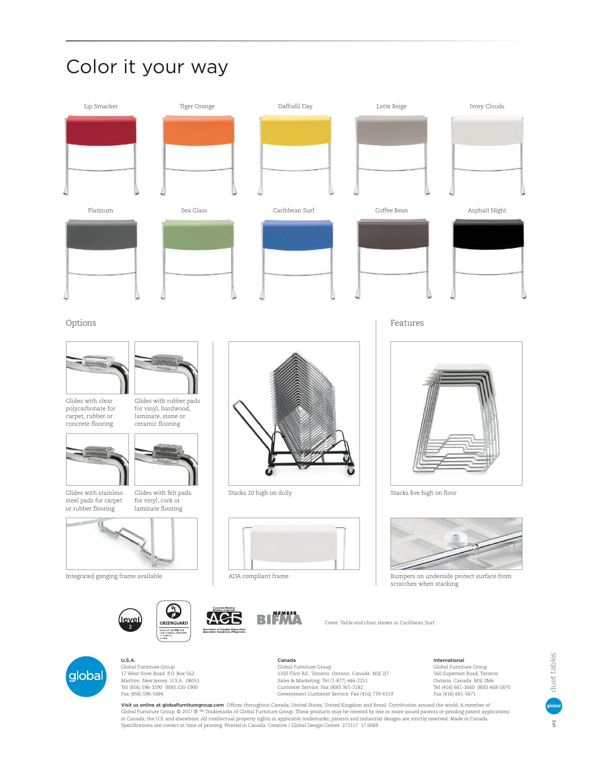# Color it your way

Lip Smacker

Tiger Orange

Daffodil Day

Latte Beige

Ivory Clouds

Platinum

Sea Glass

Caribbean Surf

Coffee Bean

Asphalt Night

## Options

Glides with clear polycarbonate for carpet, rubber or concrete flooring

Glides with rubber pads for vinyl, hardwood, laminate, stone or ceramic flooring

Glides with stainless steel pads for carpet or rubber flooring

Glides with felt pads for vinyl, cork or laminate flooring

Integrated ganging frame available

Stacks 20 high on dolly

ADA compliant frame

## Features

Stacks five high on floor

Bumpers on underside protect surface from scratches when stacking

Cover: Table and chair shown in Caribbean Surf.

**U.S.A.**
Global Furniture Group
17 West Stow Road P.O. Box 562
Marlton New Jersey U.S.A. 08053
Tel (856) 596-3390 (800) 220-1900
Fax (856) 596-5684

**Canada**
Global Furniture Group
1350 Flint Rd., Toronto Ontario Canada M3J 2J7
Sales & Marketing: Tel (1-877) 446-2251
Customer Service: Fax (800) 361-3182
Government Customer Service: Fax (416) 739-6319

**International**
Global Furniture Group
560 Supertest Road, Toronto
Ontario Canada M3J 2M6
Tel (416) 661-3660 (800) 668-5870
Fax (416) 661-5671

**Visit us online at globalfurnituregroup.com** Offices throughout Canada, United States, United Kingdom and Brazil. Distribution around the world. A member of Global Furniture Group. © 2017 ® ™ Trademarks of Global Furniture Group. These products may be covered by one or more issued patents or pending patent applications in Canada, the U.S. and elsewhere. All intellectual property rights in applicable trademarks, patents and industrial designs are strictly reserved. Made in Canada. Specifications are correct at time of printing. Printed in Canada. Creative / Global Design Center 271117 17.0069